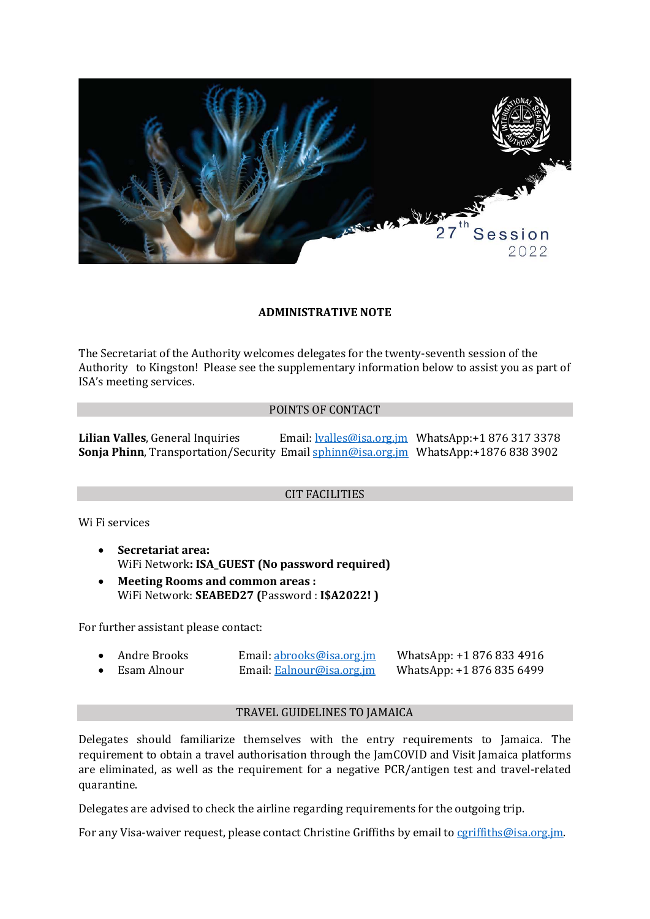# ADMINISTRATIVE NOTE

The Secretariat of the Authority welcomes delegates for the twenty-seventh session of the Authority to Kingston! Please see the supplementary information below to assist you as part of ISA's meeting services.

## POINTS OF CONTACT

**Lilian Valles**, General Inquiries Email: lvalles@isa.org.jm WhatsApp:+1 876 317 3378
**Sonja Phinn**, Transportation/Security Email sphinn@isa.org.jm WhatsApp:+1876 838 3902

## CIT FACILITIES

Wi Fi services

- **Secretariat area:**
  WiFi Network**: ISA_GUEST (No password required)**
- **Meeting Rooms and common areas :**
  WiFi Network: **SEABED27 (**Password : **I$A2022! )**

For further assistant please contact:

- Andre Brooks Email: abrooks@isa.org.jm WhatsApp: +1 876 833 4916
- Esam Alnour Email: Ealnour@isa.org.jm WhatsApp: +1 876 835 6499

## TRAVEL GUIDELINES TO JAMAICA

Delegates should familiarize themselves with the entry requirements to Jamaica. The requirement to obtain a travel authorisation through the JamCOVID and Visit Jamaica platforms are eliminated, as well as the requirement for a negative PCR/antigen test and travel-related quarantine.

Delegates are advised to check the airline regarding requirements for the outgoing trip.

For any Visa-waiver request, please contact Christine Griffiths by email to cgriffiths@isa.org.jm.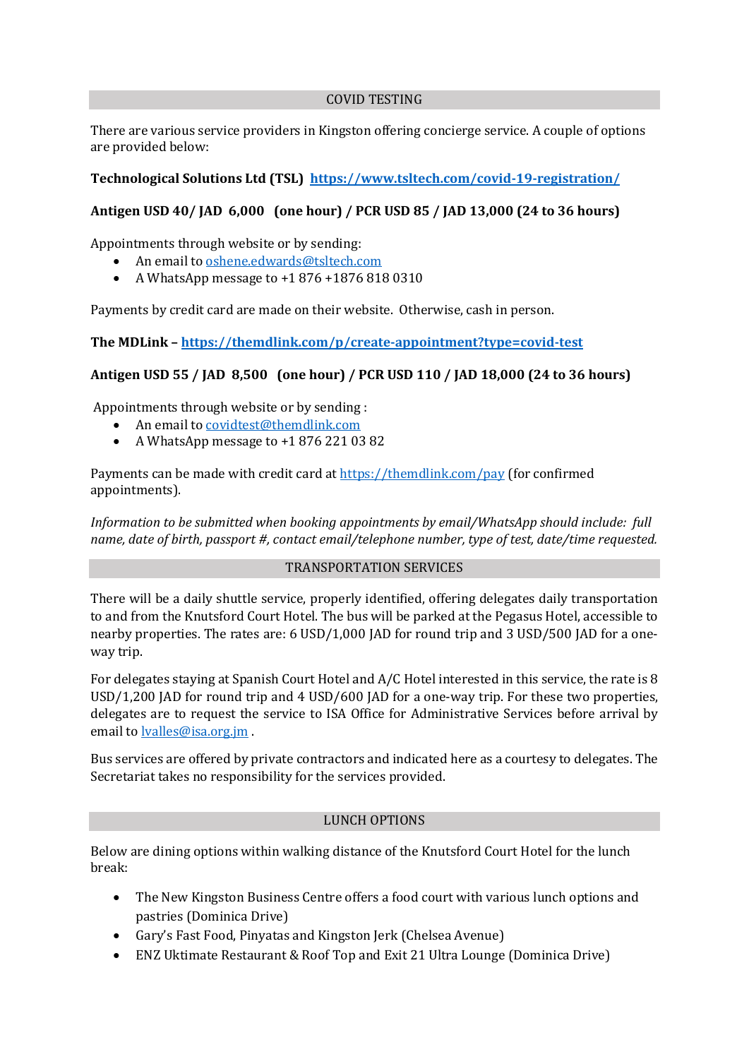## COVID TESTING

There are various service providers in Kingston offering concierge service. A couple of options are provided below:

**Technological Solutions Ltd (TSL) [https://www.tsltech.com/covid-19-registration/](https://www.tsltech.com/covid-19-registration/)**

**Antigen USD 40/ JAD 6,000 (one hour) / PCR USD 85 / JAD 13,000 (24 to 36 hours)**

Appointments through website or by sending:

- An email to oshene.edwards@tsltech.com
- A WhatsApp message to +1 876 +1876 818 0310

Payments by credit card are made on their website. Otherwise, cash in person.

**The MDLink – [https://themdlink.com/p/create-appointment?type=covid-test](https://themdlink.com/p/create-appointment?type=covid-test)**

**Antigen USD 55 / JAD 8,500 (one hour) / PCR USD 110 / JAD 18,000 (24 to 36 hours)**

Appointments through website or by sending :

- An email to covidtest@themdlink.com
- A WhatsApp message to +1 876 221 03 82

Payments can be made with credit card at https://themdlink.com/pay (for confirmed appointments).

*Information to be submitted when booking appointments by email/WhatsApp should include: full name, date of birth, passport #, contact email/telephone number, type of test, date/time requested.*

## TRANSPORTATION SERVICES

There will be a daily shuttle service, properly identified, offering delegates daily transportation to and from the Knutsford Court Hotel. The bus will be parked at the Pegasus Hotel, accessible to nearby properties. The rates are: 6 USD/1,000 JAD for round trip and 3 USD/500 JAD for a one-way trip.

For delegates staying at Spanish Court Hotel and A/C Hotel interested in this service, the rate is 8 USD/1,200 JAD for round trip and 4 USD/600 JAD for a one-way trip. For these two properties, delegates are to request the service to ISA Office for Administrative Services before arrival by email to lvalles@isa.org.jm .

Bus services are offered by private contractors and indicated here as a courtesy to delegates. The Secretariat takes no responsibility for the services provided.

## LUNCH OPTIONS

Below are dining options within walking distance of the Knutsford Court Hotel for the lunch break:

- The New Kingston Business Centre offers a food court with various lunch options and pastries (Dominica Drive)
- Gary's Fast Food, Pinyatas and Kingston Jerk (Chelsea Avenue)
- ENZ Uktimate Restaurant & Roof Top and Exit 21 Ultra Lounge (Dominica Drive)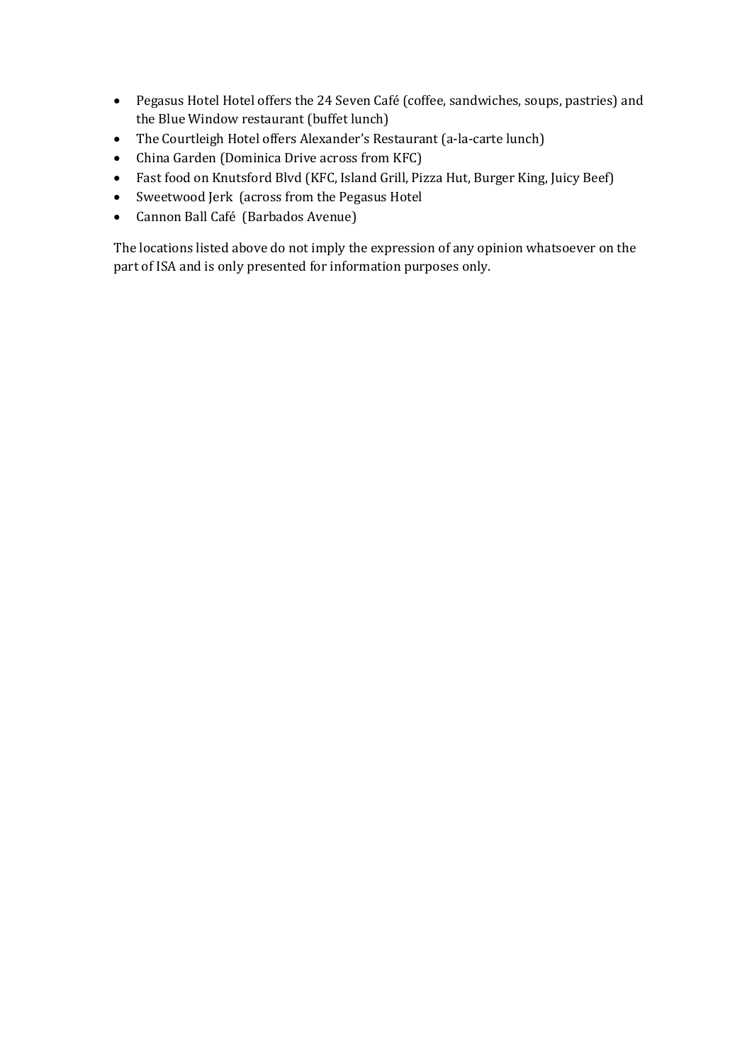- Pegasus Hotel Hotel offers the 24 Seven Café (coffee, sandwiches, soups, pastries) and the Blue Window restaurant (buffet lunch)
- The Courtleigh Hotel offers Alexander's Restaurant (a-la-carte lunch)
- China Garden (Dominica Drive across from KFC)
- Fast food on Knutsford Blvd (KFC, Island Grill, Pizza Hut, Burger King, Juicy Beef)
- Sweetwood Jerk  (across from the Pegasus Hotel
- Cannon Ball Café  (Barbados Avenue)

The locations listed above do not imply the expression of any opinion whatsoever on the part of ISA and is only presented for information purposes only.